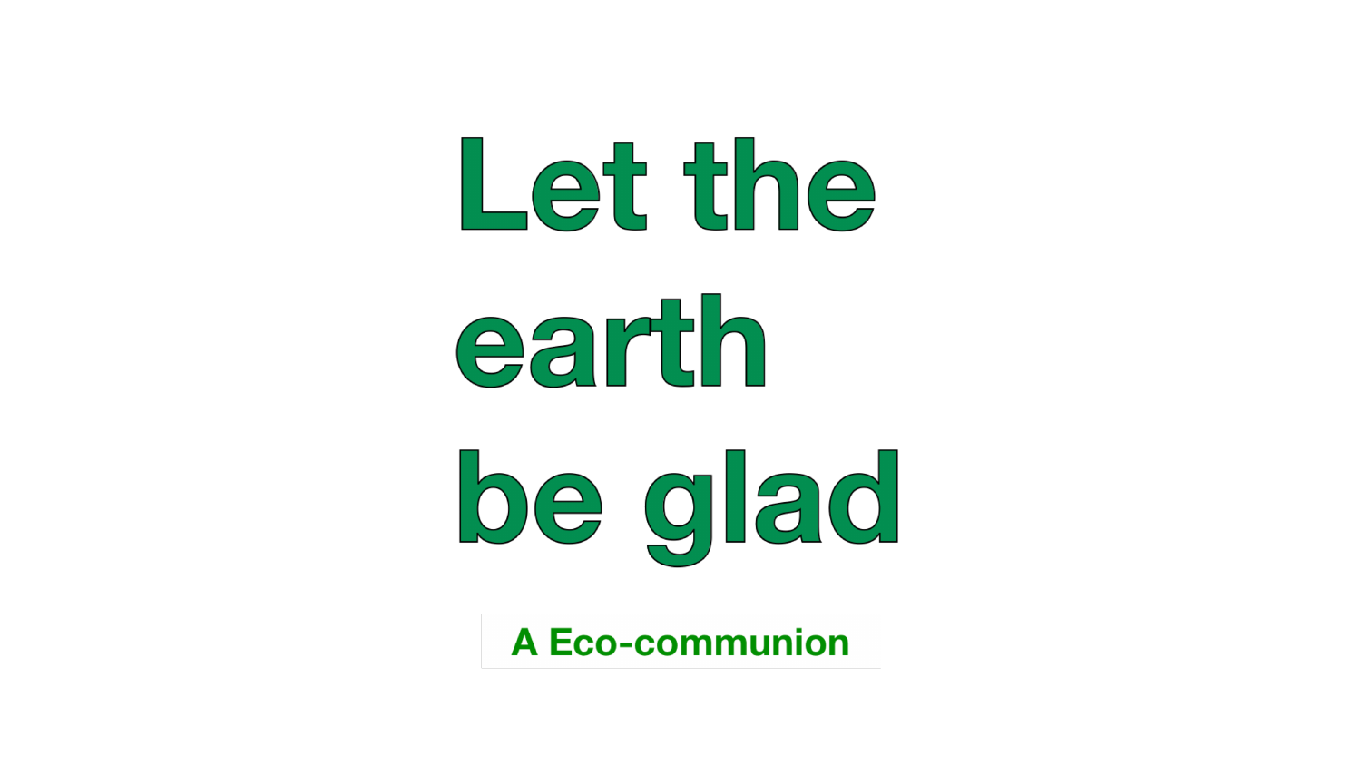# Let the earth be glad

**A Eco-communion**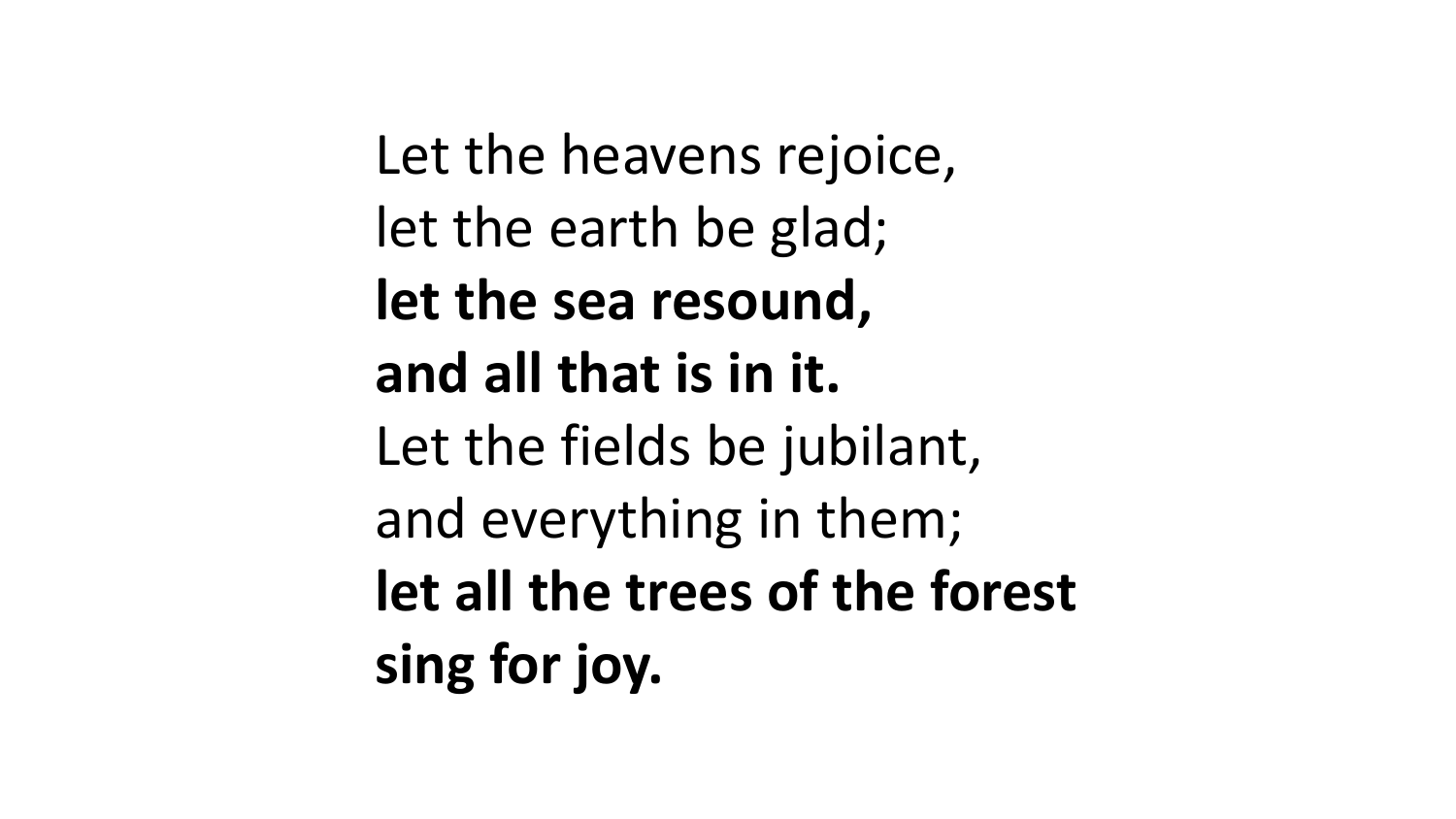Let the heavens rejoice,
let the earth be glad;
**let the sea resound,**
**and all that is in it.**
Let the fields be jubilant,
and everything in them;
**let all the trees of the forest**
**sing for joy.**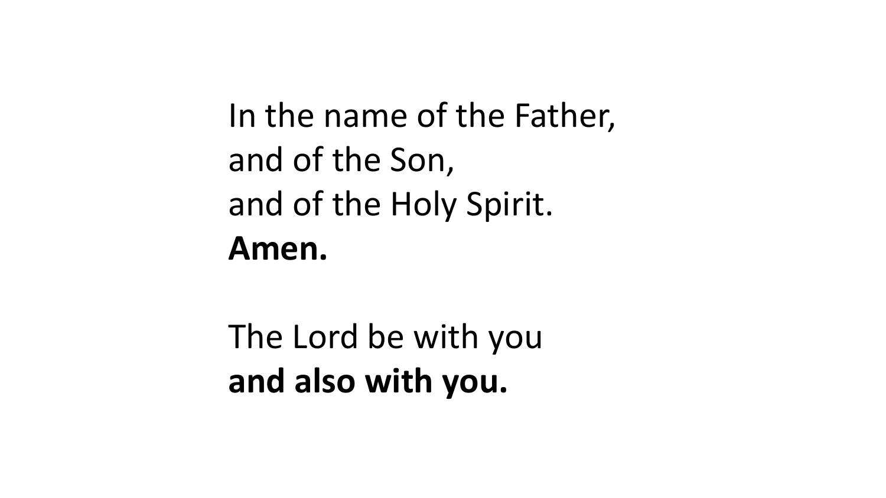In the name of the Father,
and of the Son,
and of the Holy Spirit.
**Amen.**

The Lord be with you
**and also with you.**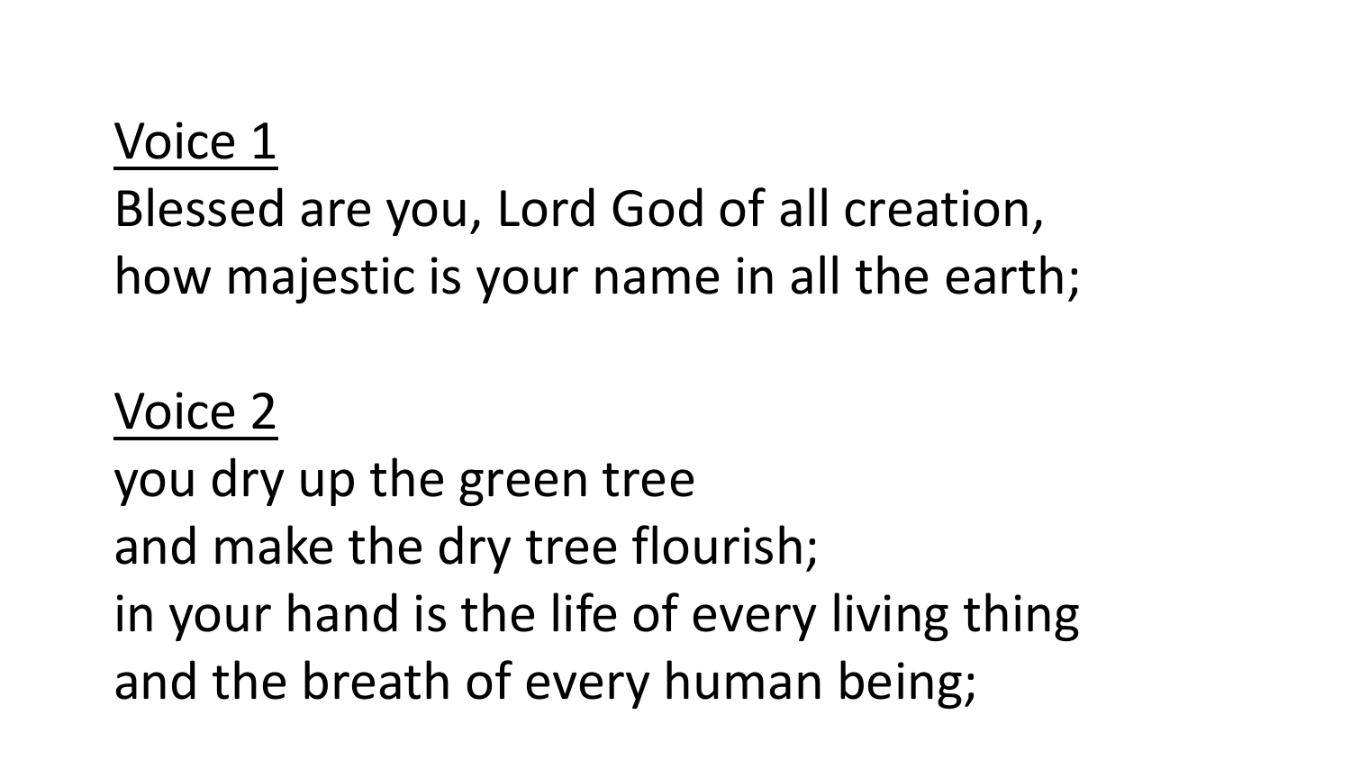<u>Voice 1</u>

Blessed are you, Lord God of all creation,
how majestic is your name in all the earth;

<u>Voice 2</u>

you dry up the green tree
and make the dry tree flourish;
in your hand is the life of every living thing
and the breath of every human being;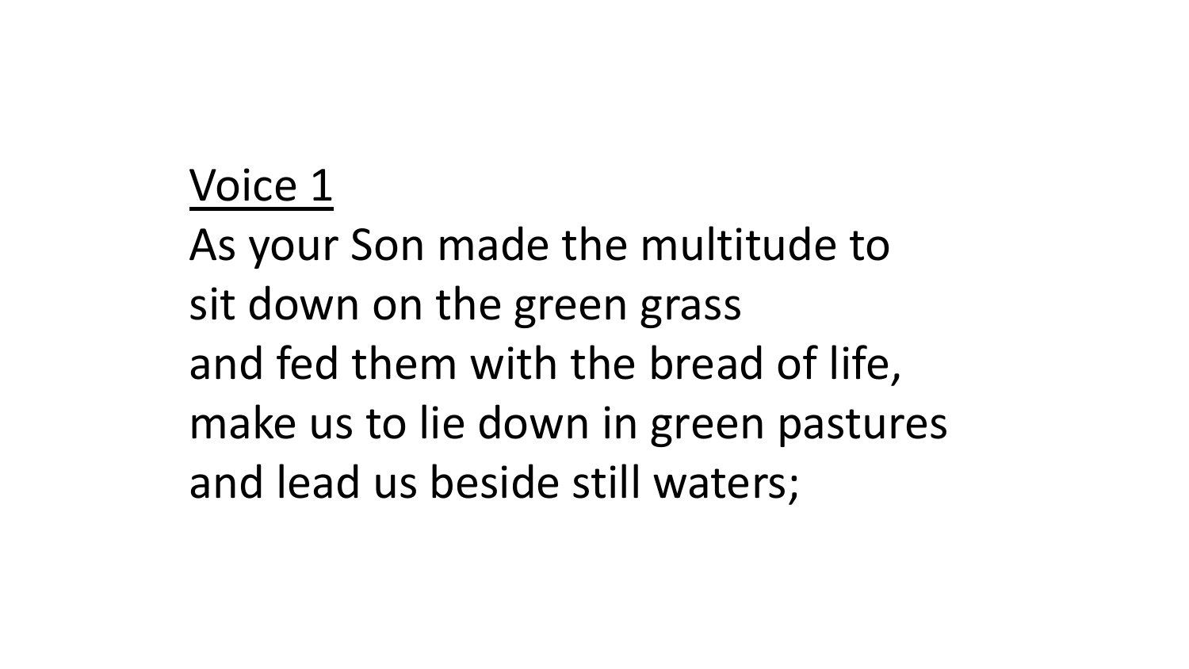<u>Voice 1</u>

As your Son made the multitude to
sit down on the green grass
and fed them with the bread of life,
make us to lie down in green pastures
and lead us beside still waters;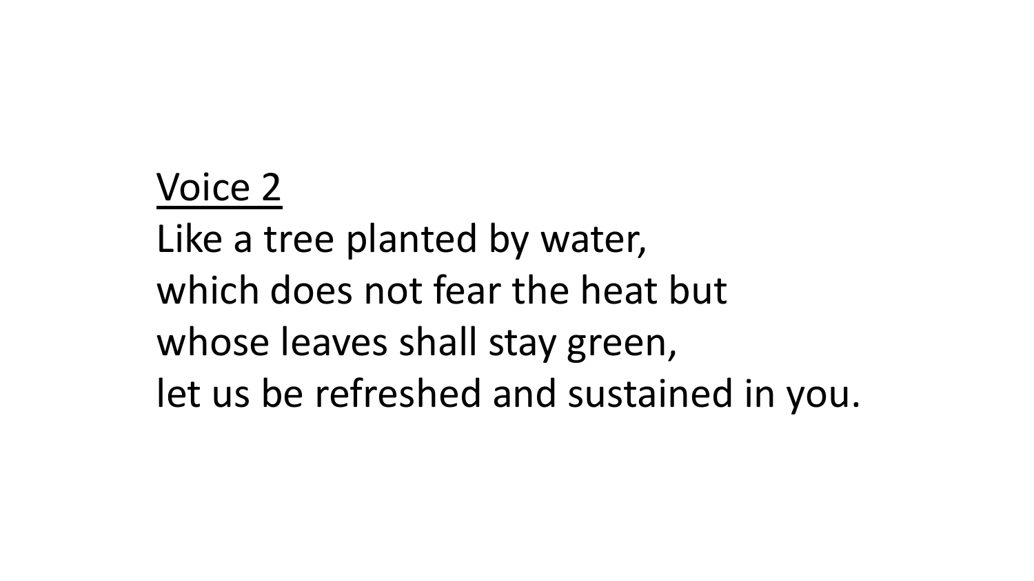<u>Voice 2</u>

Like a tree planted by water,
which does not fear the heat but
whose leaves shall stay green,
let us be refreshed and sustained in you.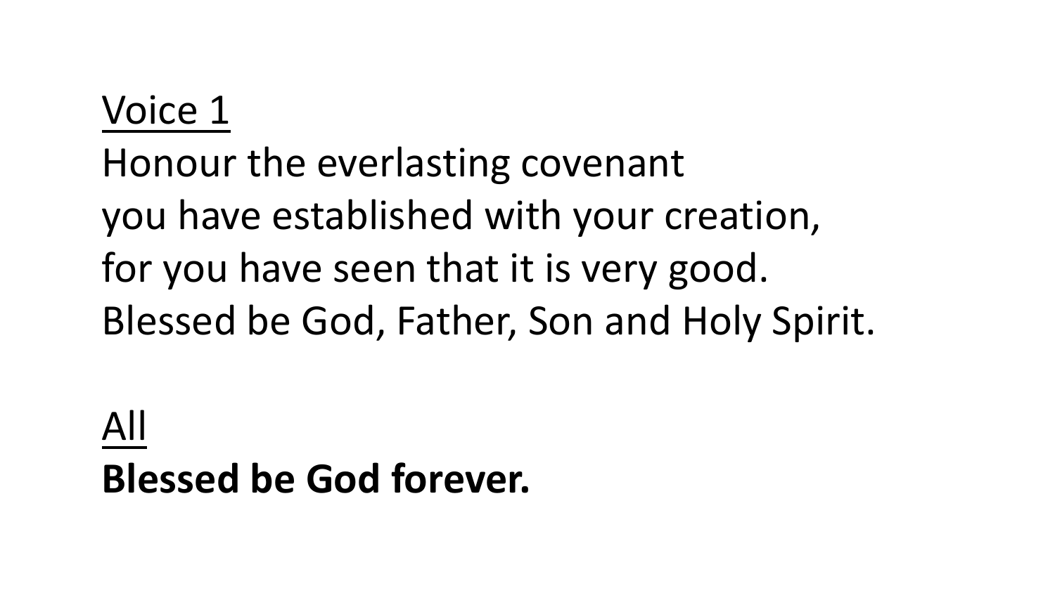<u>Voice 1</u>
Honour the everlasting covenant
you have established with your creation,
for you have seen that it is very good.
Blessed be God, Father, Son and Holy Spirit.

<u>All</u>
**Blessed be God forever.**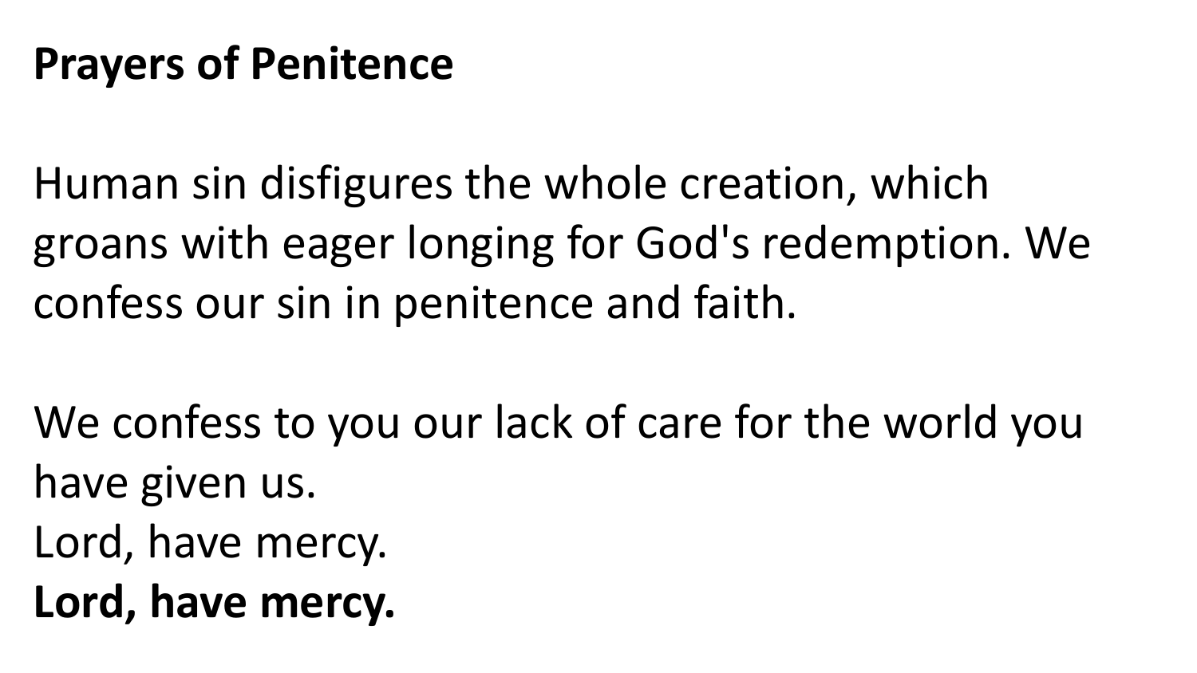**Prayers of Penitence**

Human sin disfigures the whole creation, which groans with eager longing for God's redemption. We confess our sin in penitence and faith.

We confess to you our lack of care for the world you have given us.
Lord, have mercy.
**Lord, have mercy.**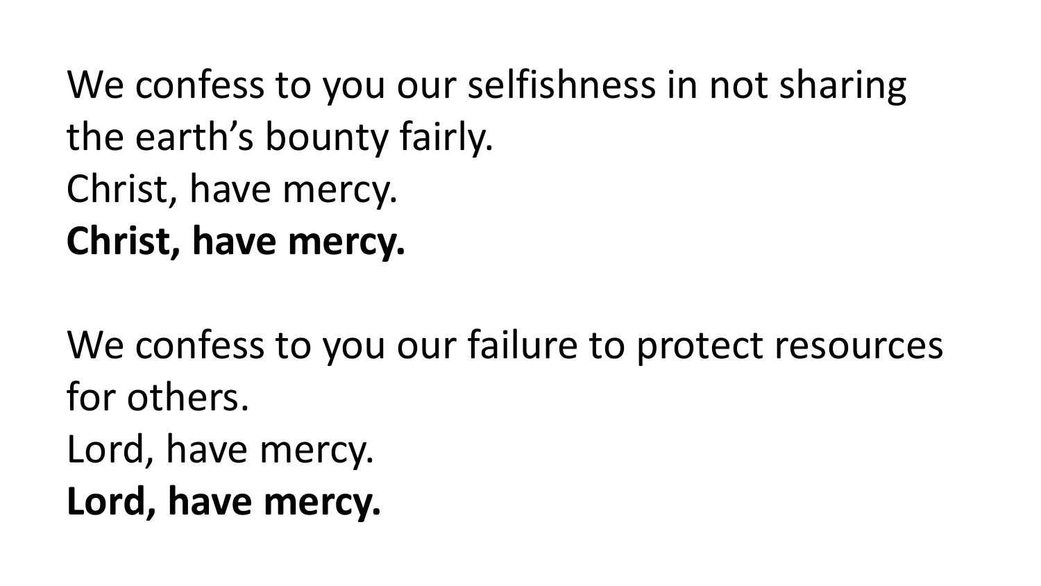We confess to you our selfishness in not sharing the earth's bounty fairly.
Christ, have mercy.
**Christ, have mercy.**

We confess to you our failure to protect resources for others.
Lord, have mercy.
**Lord, have mercy.**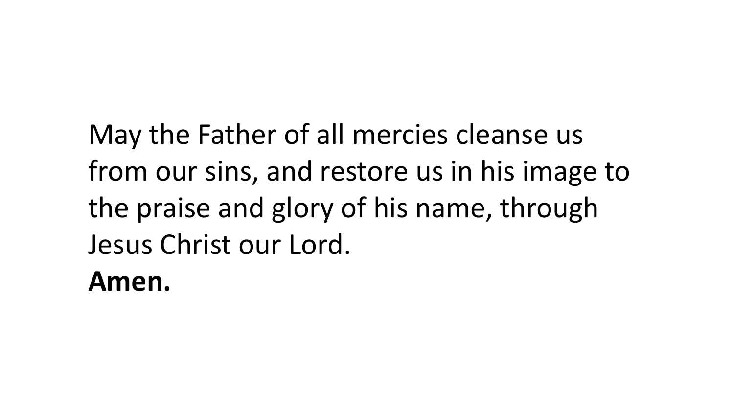May the Father of all mercies cleanse us from our sins, and restore us in his image to the praise and glory of his name, through Jesus Christ our Lord.

**Amen.**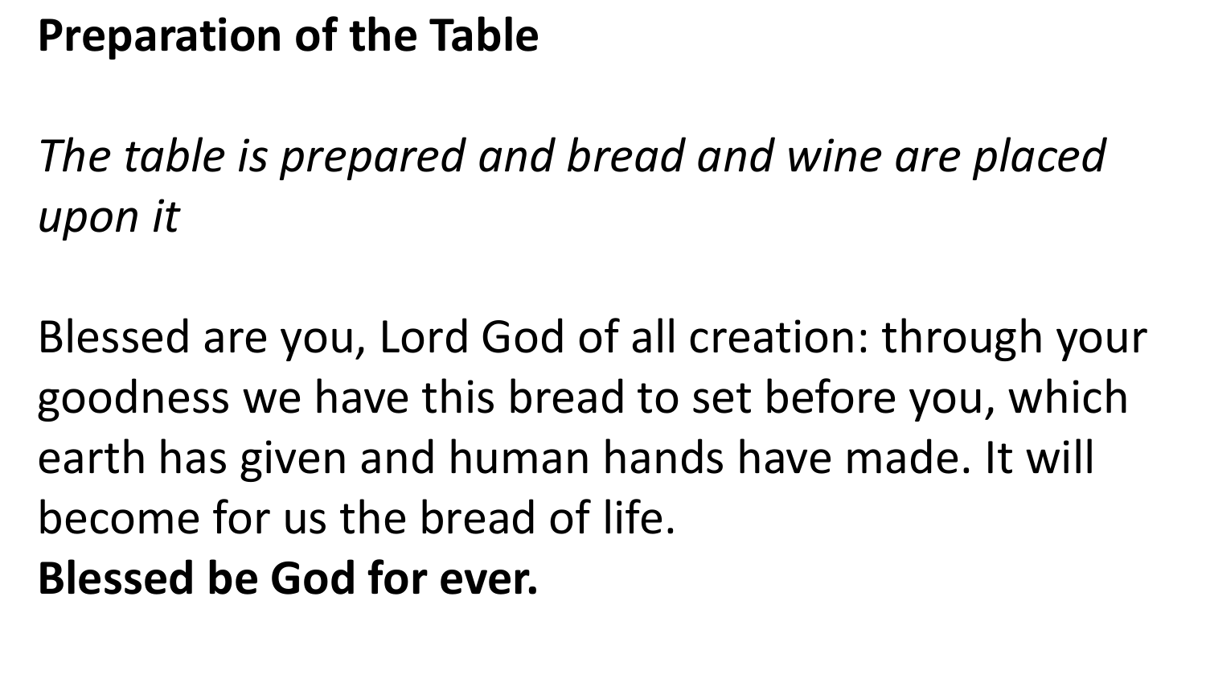**Preparation of the Table**

*The table is prepared and bread and wine are placed upon it*

Blessed are you, Lord God of all creation: through your goodness we have this bread to set before you, which earth has given and human hands have made. It will become for us the bread of life.
**Blessed be God for ever.**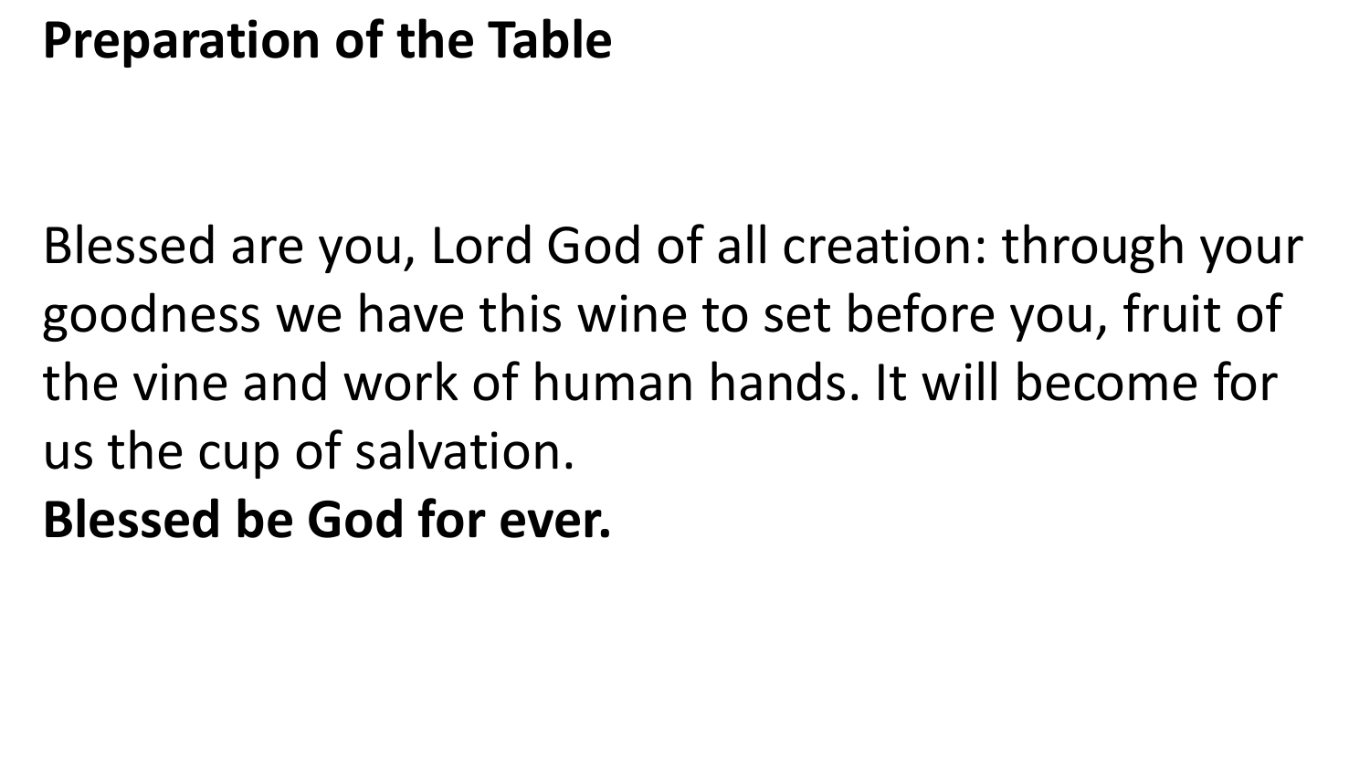**Preparation of the Table**

Blessed are you, Lord God of all creation: through your goodness we have this wine to set before you, fruit of the vine and work of human hands. It will become for us the cup of salvation.
**Blessed be God for ever.**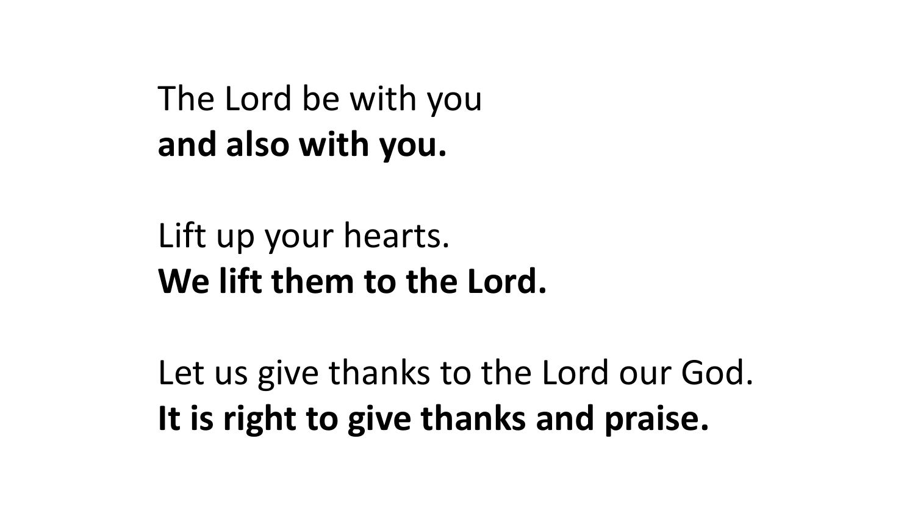The Lord be with you
**and also with you.**

Lift up your hearts.
**We lift them to the Lord.**

Let us give thanks to the Lord our God.
**It is right to give thanks and praise.**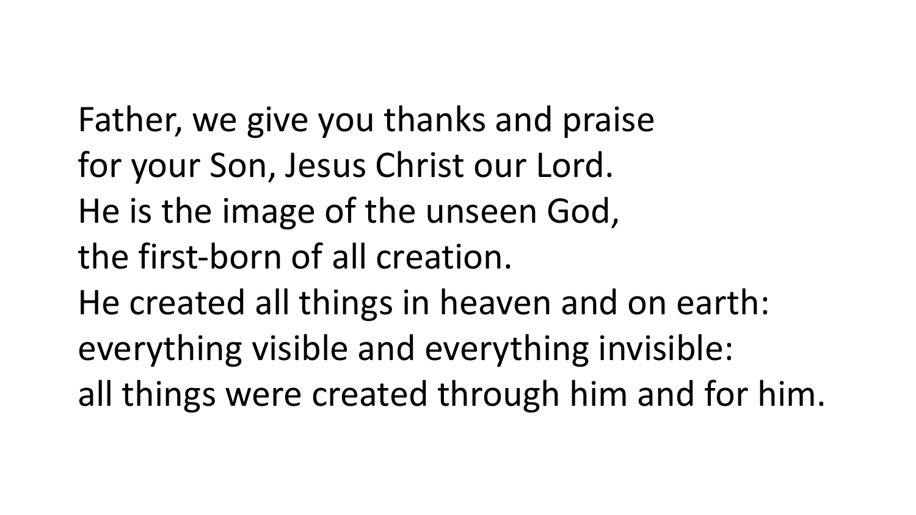Father, we give you thanks and praise  
for your Son, Jesus Christ our Lord.  
He is the image of the unseen God,  
the first-born of all creation.  
He created all things in heaven and on earth:  
everything visible and everything invisible:  
all things were created through him and for him.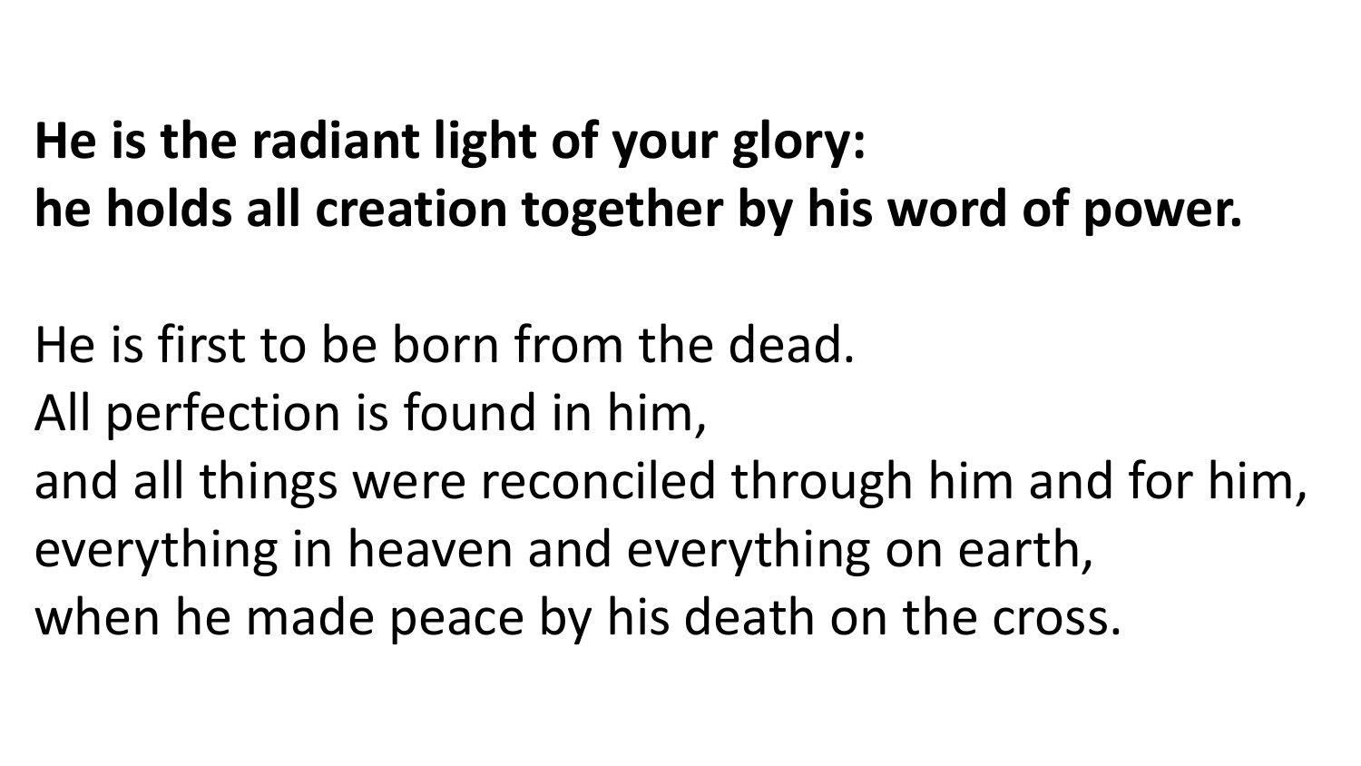**He is the radiant light of your glory:**
**he holds all creation together by his word of power.**

He is first to be born from the dead.
All perfection is found in him,
and all things were reconciled through him and for him,
everything in heaven and everything on earth,
when he made peace by his death on the cross.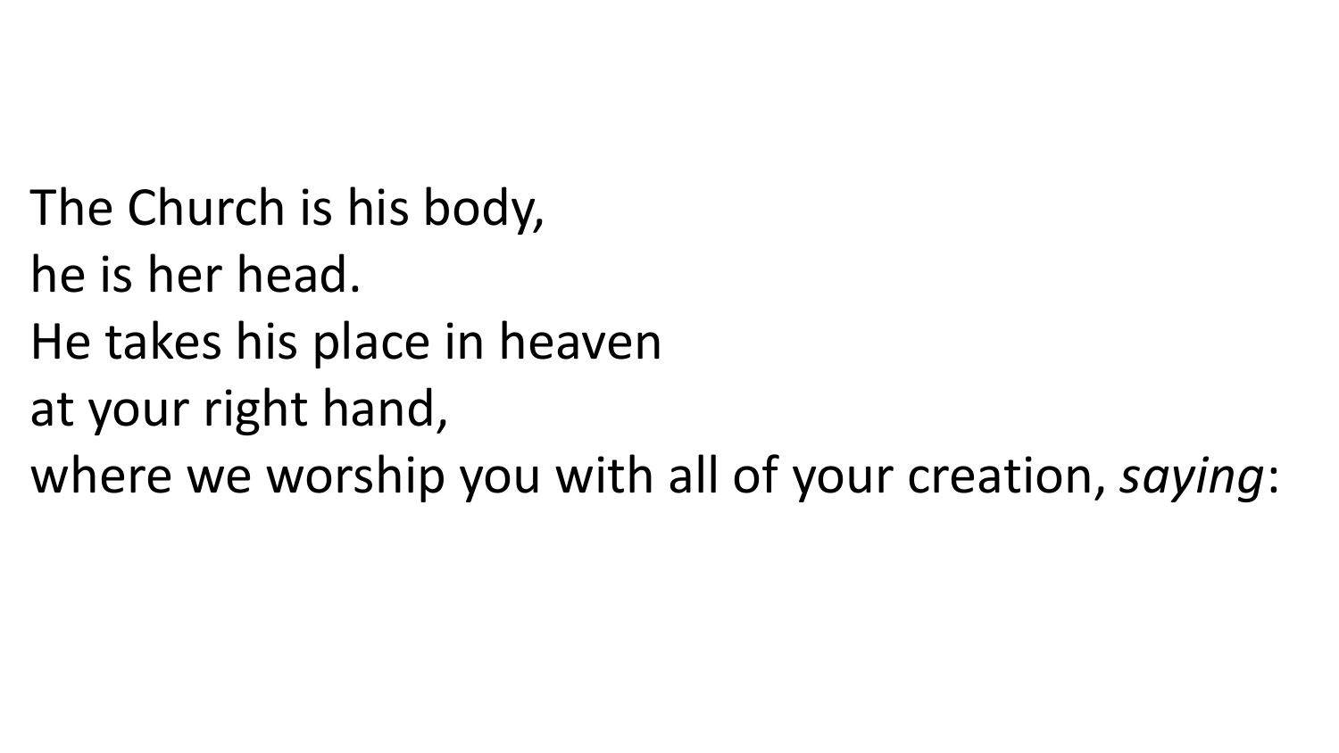The Church is his body,
he is her head.
He takes his place in heaven
at your right hand,
where we worship you with all of your creation, *saying*: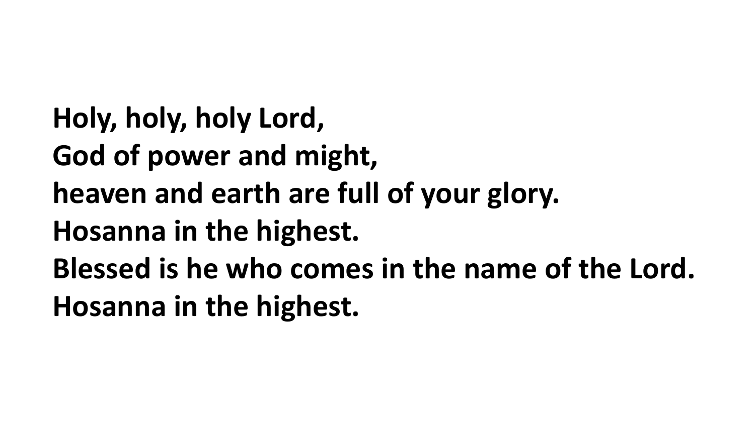**Holy, holy, holy Lord,**
**God of power and might,**
**heaven and earth are full of your glory.**
**Hosanna in the highest.**
**Blessed is he who comes in the name of the Lord.**
**Hosanna in the highest.**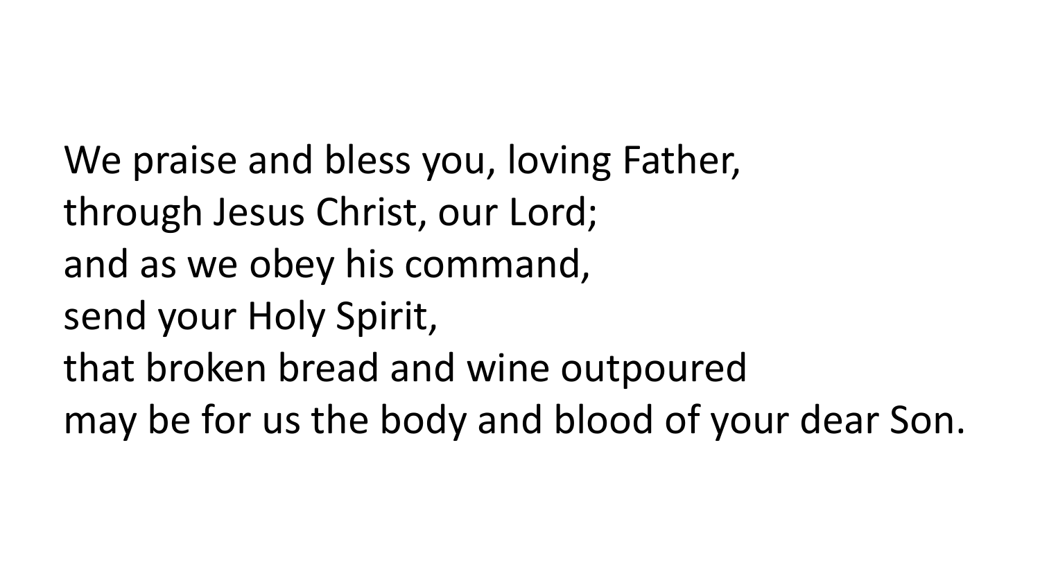We praise and bless you, loving Father,
through Jesus Christ, our Lord;
and as we obey his command,
send your Holy Spirit,
that broken bread and wine outpoured
may be for us the body and blood of your dear Son.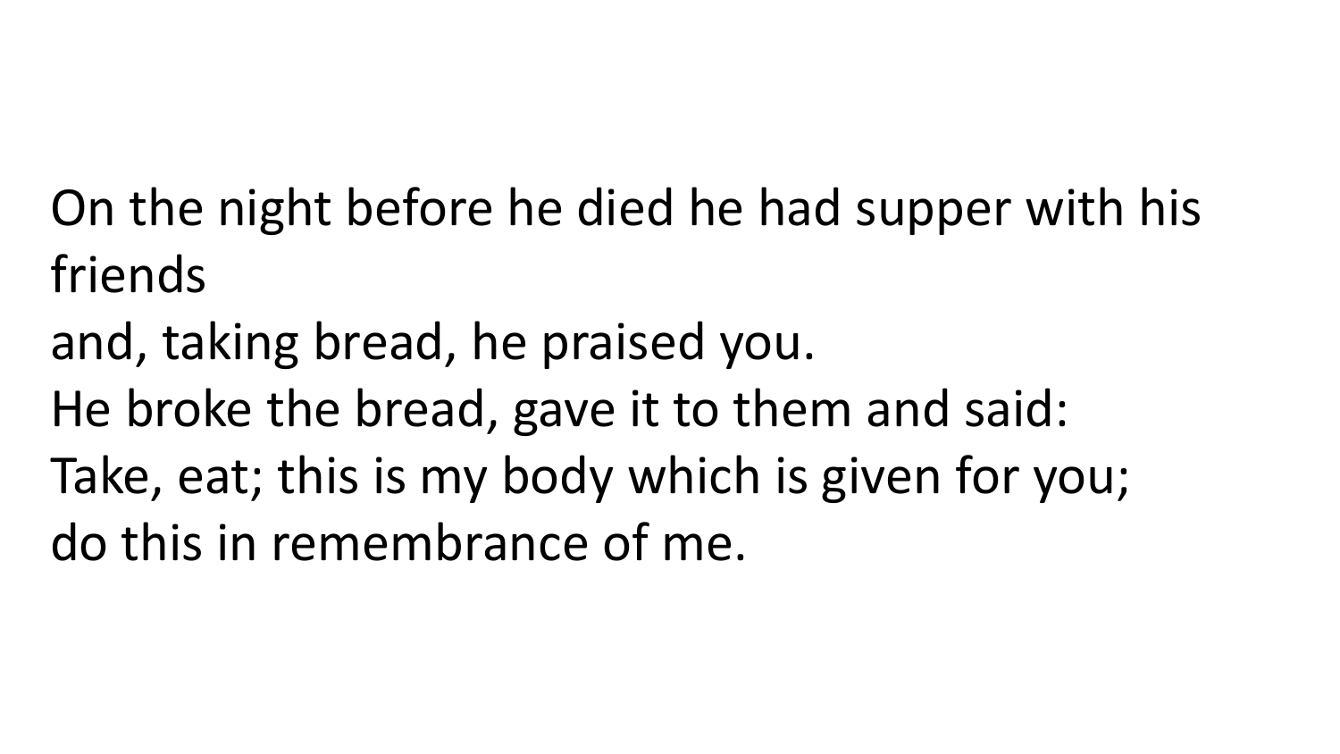On the night before he died he had supper with his friends
and, taking bread, he praised you.
He broke the bread, gave it to them and said:
Take, eat; this is my body which is given for you;
do this in remembrance of me.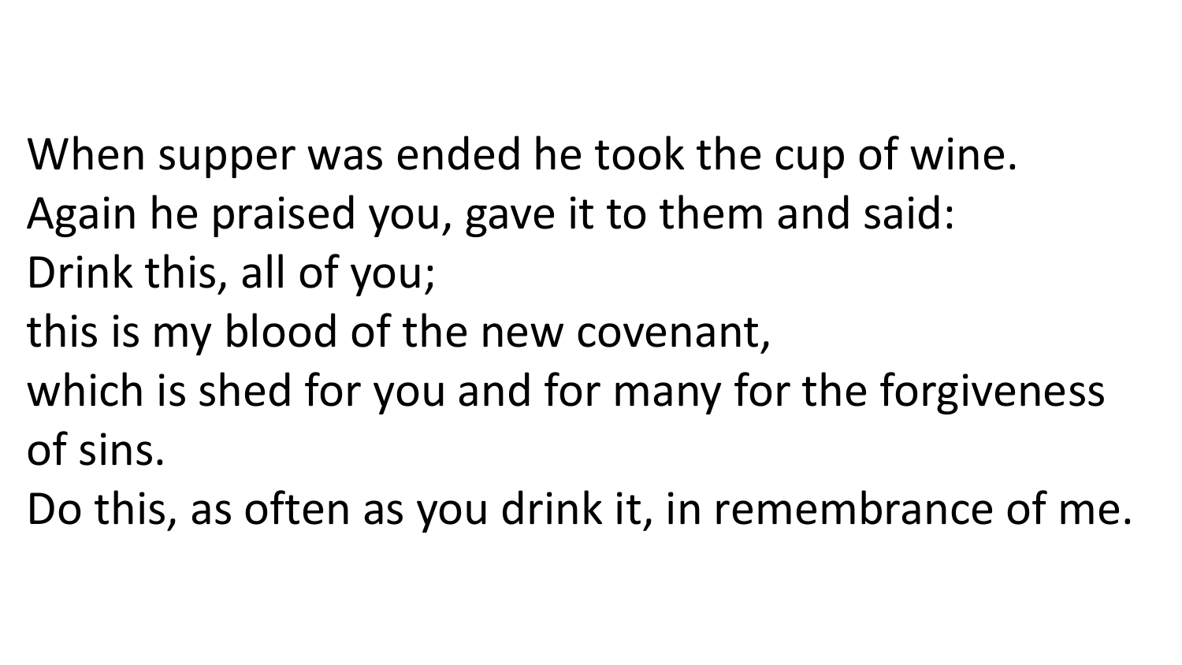When supper was ended he took the cup of wine.
Again he praised you, gave it to them and said:
Drink this, all of you;
this is my blood of the new covenant,
which is shed for you and for many for the forgiveness of sins.
Do this, as often as you drink it, in remembrance of me.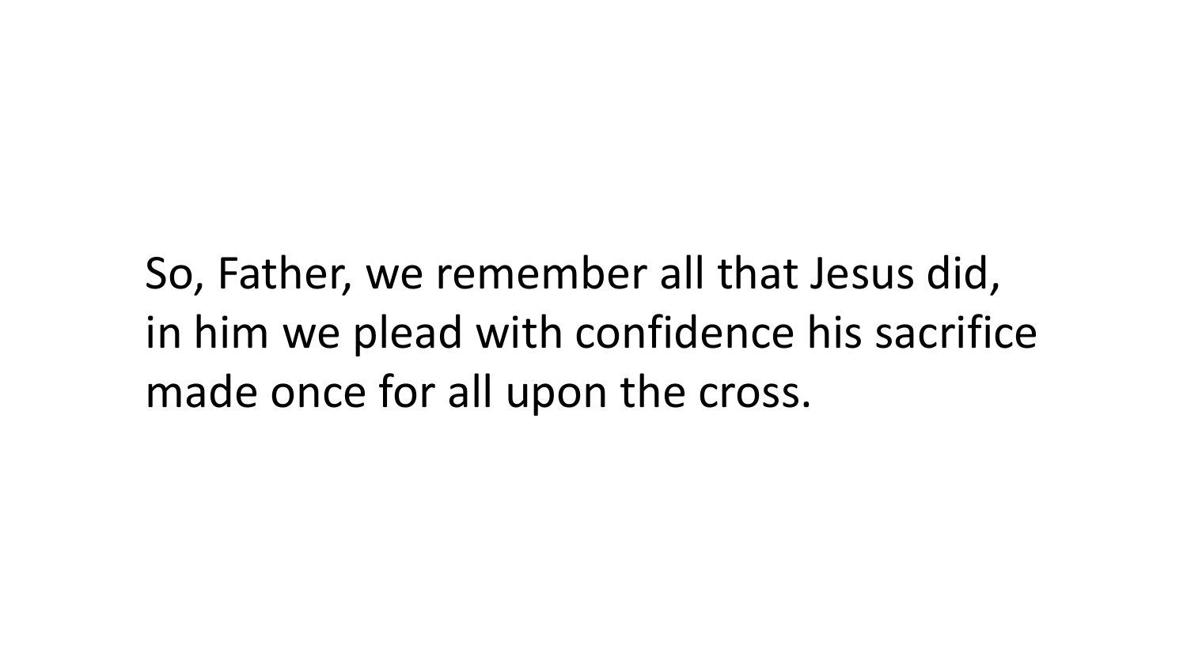So, Father, we remember all that Jesus did,
in him we plead with confidence his sacrifice
made once for all upon the cross.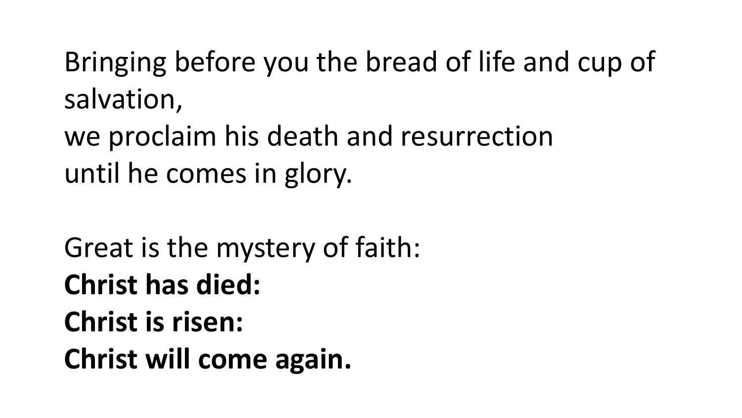Bringing before you the bread of life and cup of salvation,
we proclaim his death and resurrection
until he comes in glory.

Great is the mystery of faith:
**Christ has died:**
**Christ is risen:**
**Christ will come again.**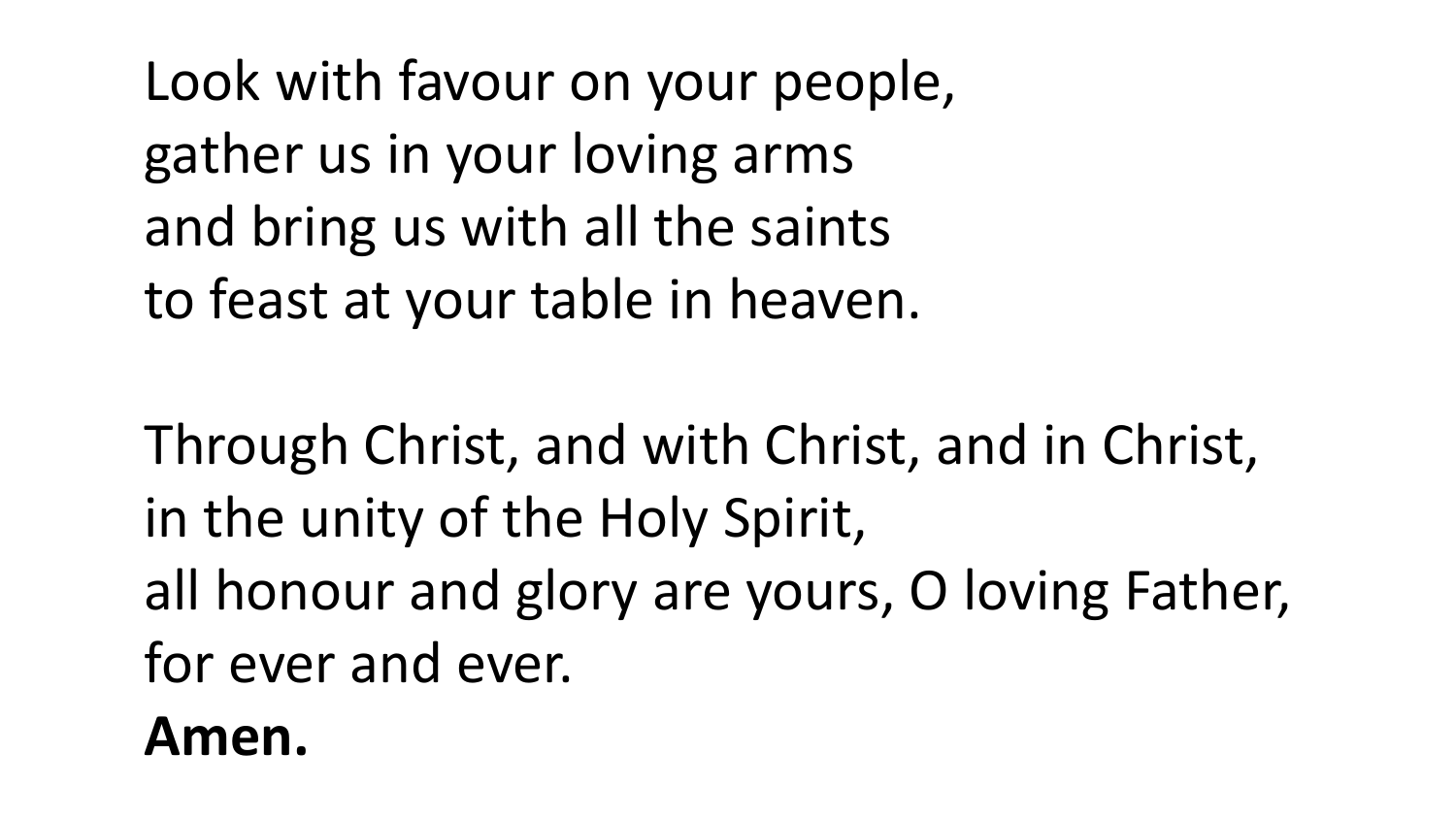Look with favour on your people,
gather us in your loving arms
and bring us with all the saints
to feast at your table in heaven.

Through Christ, and with Christ, and in Christ,
in the unity of the Holy Spirit,
all honour and glory are yours, O loving Father,
for ever and ever.
**Amen.**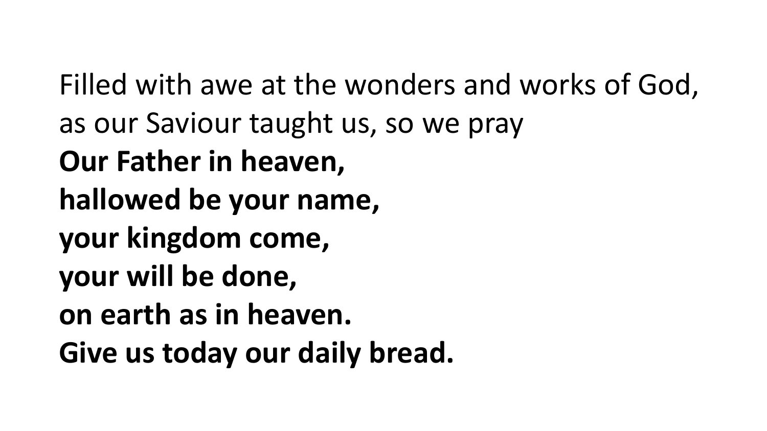Filled with awe at the wonders and works of God,
as our Saviour taught us, so we pray

**Our Father in heaven,**
**hallowed be your name,**
**your kingdom come,**
**your will be done,**
**on earth as in heaven.**
**Give us today our daily bread.**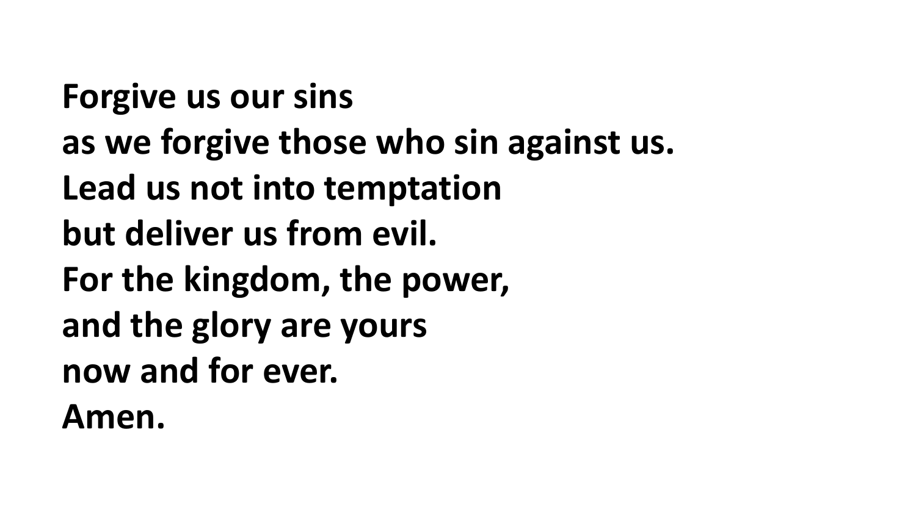**Forgive us our sins**
**as we forgive those who sin against us.**
**Lead us not into temptation**
**but deliver us from evil.**
**For the kingdom, the power,**
**and the glory are yours**
**now and for ever.**
**Amen.**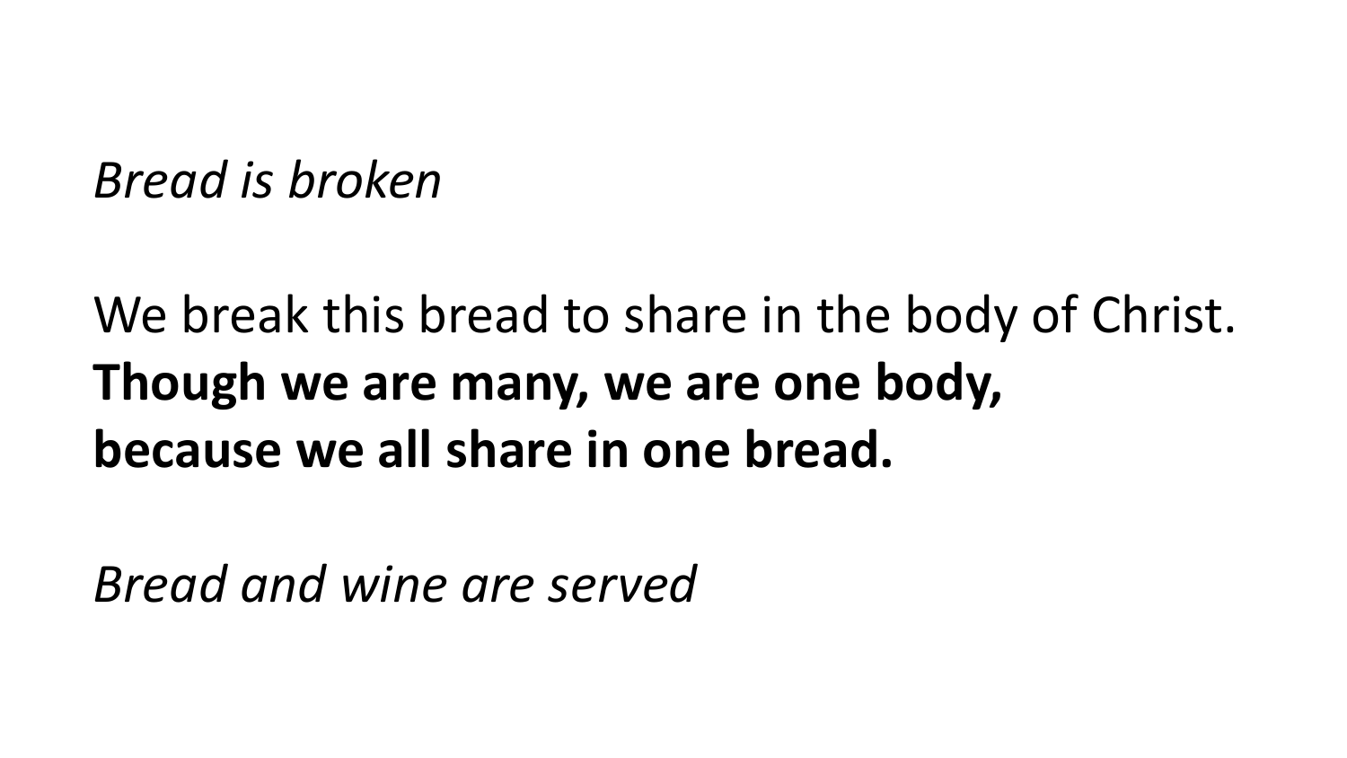*Bread is broken*

We break this bread to share in the body of Christ.
**Though we are many, we are one body,**
**because we all share in one bread.**

*Bread and wine are served*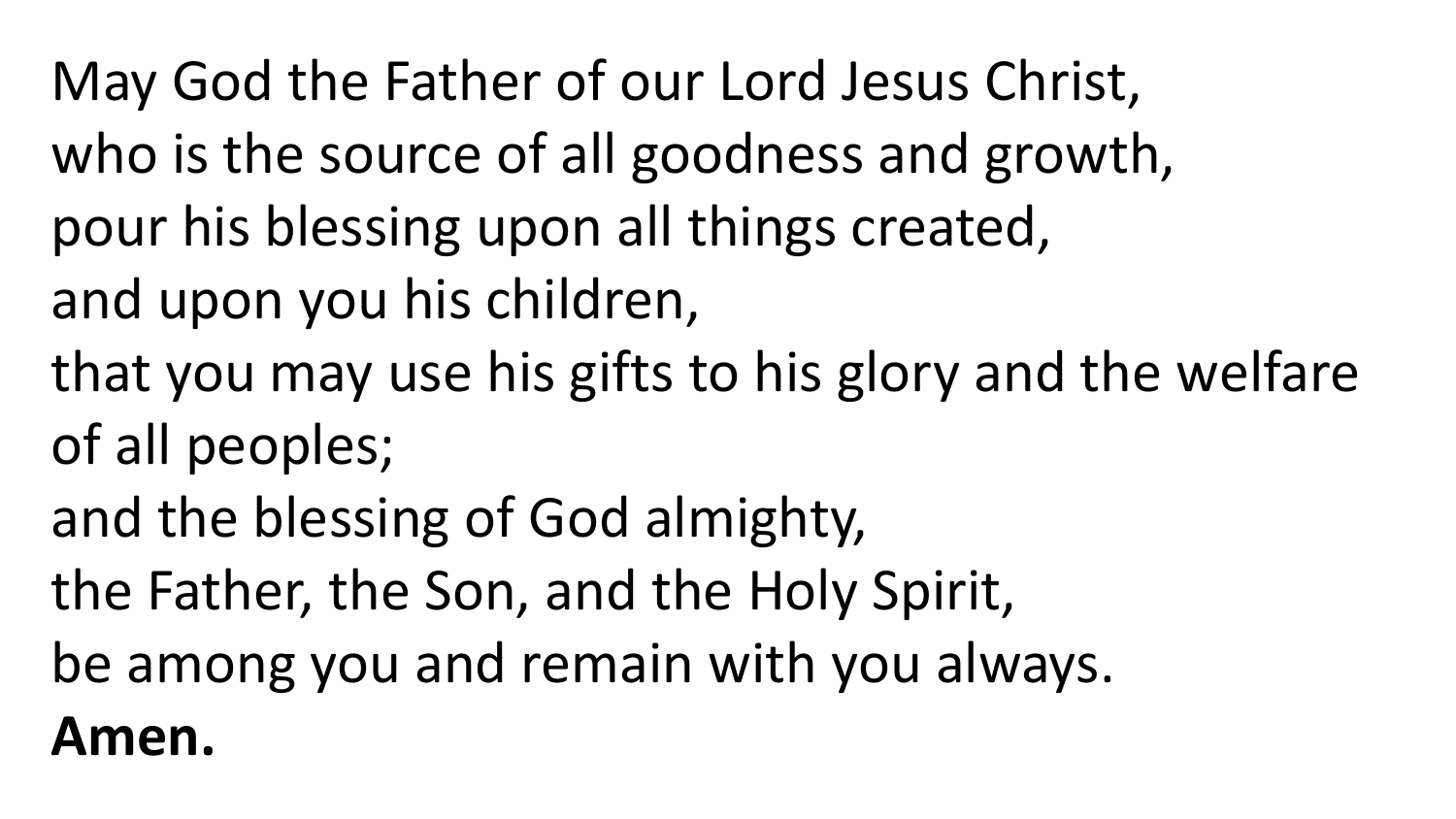May God the Father of our Lord Jesus Christ,
who is the source of all goodness and growth,
pour his blessing upon all things created,
and upon you his children,
that you may use his gifts to his glory and the welfare of all peoples;
and the blessing of God almighty,
the Father, the Son, and the Holy Spirit,
be among you and remain with you always.
**Amen.**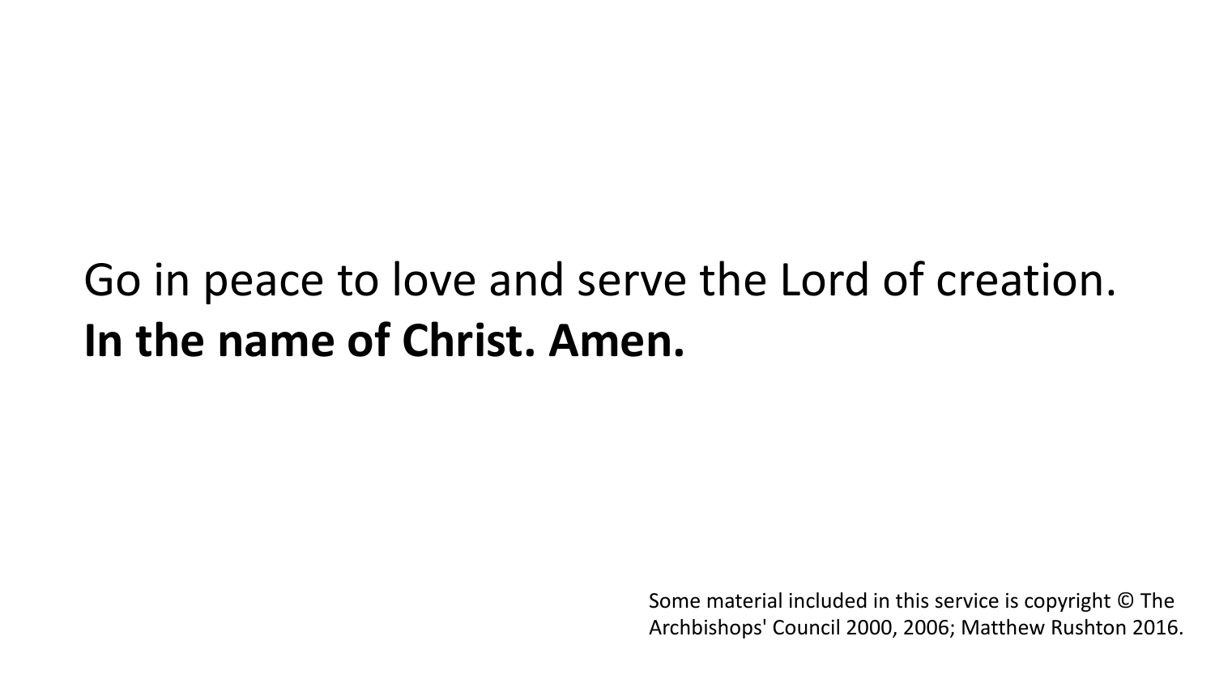Go in peace to love and serve the Lord of creation.
**In the name of Christ. Amen.**

Some material included in this service is copyright © The Archbishops' Council 2000, 2006; Matthew Rushton 2016.